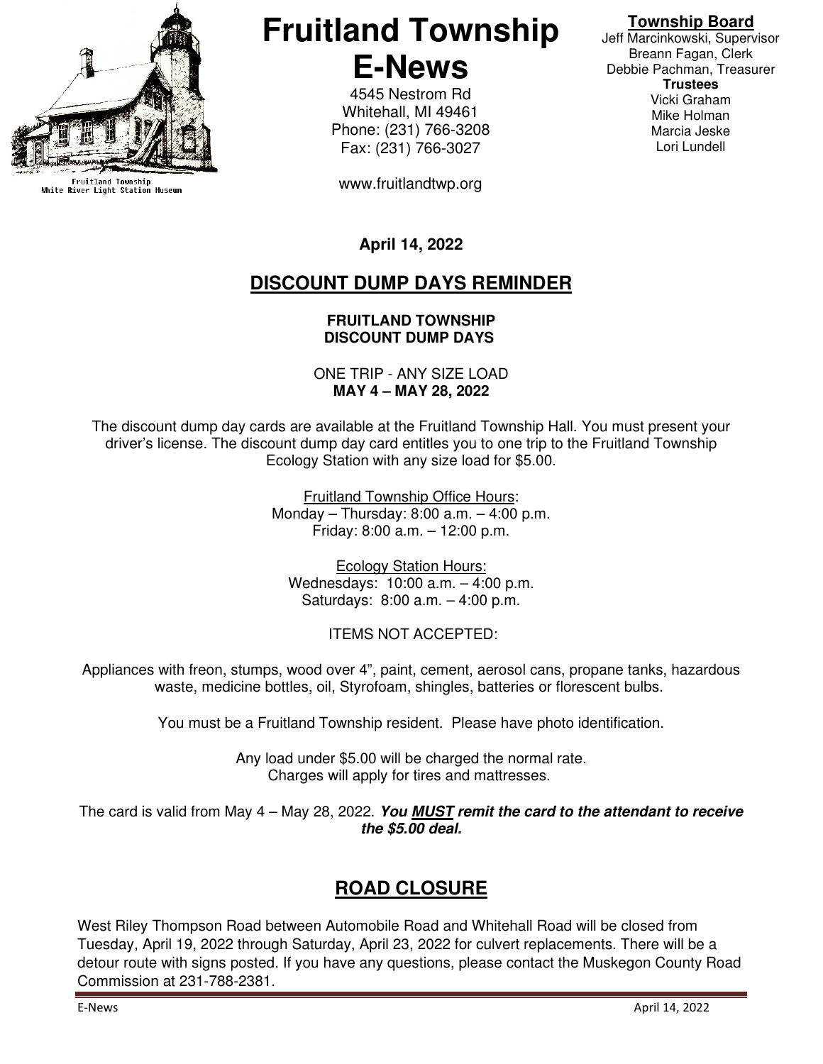Fruitland Township
White River Light Station Museum

# Fruitland Township E-News

4545 Nestrom Rd
Whitehall, MI 49461
Phone: (231) 766-3208
Fax: (231) 766-3027

www.fruitlandtwp.org

**Township Board**
Jeff Marcinkowski, Supervisor
Breann Fagan, Clerk
Debbie Pachman, Treasurer
**Trustees**
Vicki Graham
Mike Holman
Marcia Jeske
Lori Lundell

**April 14, 2022**

## DISCOUNT DUMP DAYS REMINDER

**FRUITLAND TOWNSHIP**
**DISCOUNT DUMP DAYS**

ONE TRIP - ANY SIZE LOAD
**MAY 4 – MAY 28, 2022**

The discount dump day cards are available at the Fruitland Township Hall. You must present your driver's license. The discount dump day card entitles you to one trip to the Fruitland Township Ecology Station with any size load for $5.00.

Fruitland Township Office Hours:
Monday – Thursday: 8:00 a.m. – 4:00 p.m.
Friday: 8:00 a.m. – 12:00 p.m.

Ecology Station Hours:
Wednesdays: 10:00 a.m. – 4:00 p.m.
Saturdays: 8:00 a.m. – 4:00 p.m.

ITEMS NOT ACCEPTED:

Appliances with freon, stumps, wood over 4", paint, cement, aerosol cans, propane tanks, hazardous waste, medicine bottles, oil, Styrofoam, shingles, batteries or florescent bulbs.

You must be a Fruitland Township resident. Please have photo identification.

Any load under $5.00 will be charged the normal rate.
Charges will apply for tires and mattresses.

The card is valid from May 4 – May 28, 2022. ***You MUST remit the card to the attendant to receive the $5.00 deal.***

## ROAD CLOSURE

West Riley Thompson Road between Automobile Road and Whitehall Road will be closed from Tuesday, April 19, 2022 through Saturday, April 23, 2022 for culvert replacements. There will be a detour route with signs posted. If you have any questions, please contact the Muskegon County Road Commission at 231-788-2381.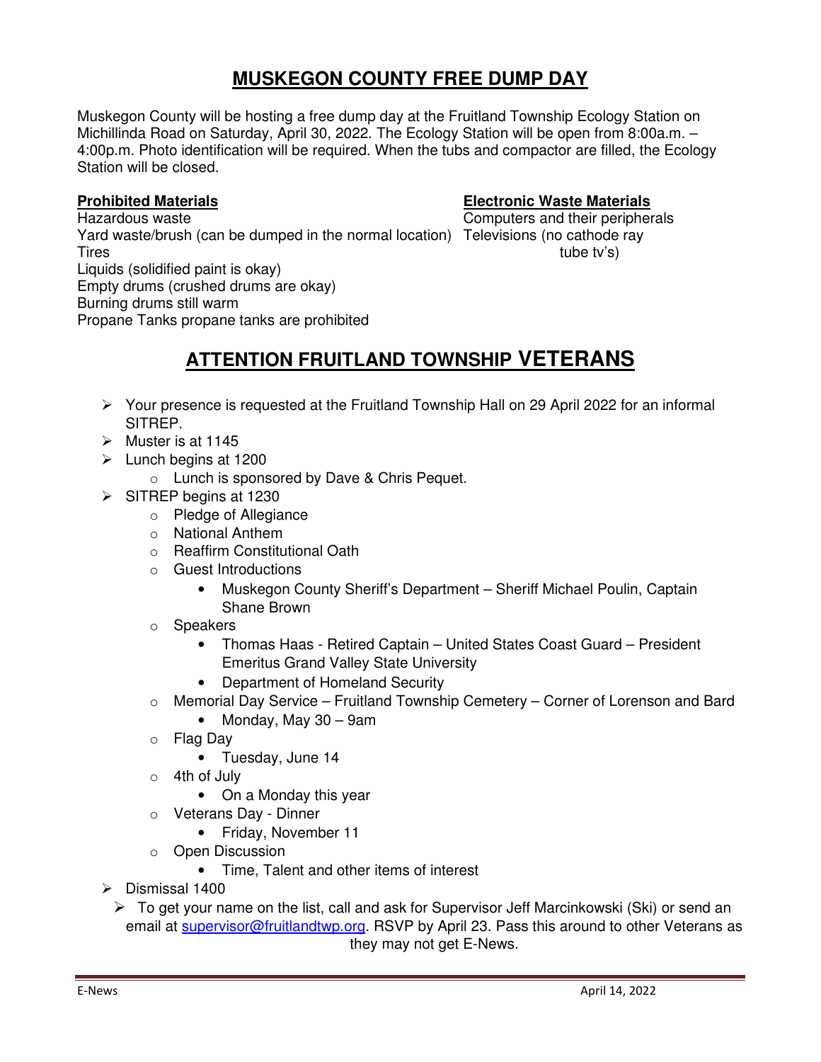# MUSKEGON COUNTY FREE DUMP DAY

Muskegon County will be hosting a free dump day at the Fruitland Township Ecology Station on Michillinda Road on Saturday, April 30, 2022. The Ecology Station will be open from 8:00a.m. – 4:00p.m. Photo identification will be required. When the tubs and compactor are filled, the Ecology Station will be closed.

**Prohibited Materials**

Hazardous waste
Yard waste/brush (can be dumped in the normal location)
Tires
Liquids (solidified paint is okay)
Empty drums (crushed drums are okay)
Burning drums still warm
Propane Tanks propane tanks are prohibited

**Electronic Waste Materials**

Computers and their peripherals
Televisions (no cathode ray tube tv's)

# ATTENTION FRUITLAND TOWNSHIP VETERANS

- Your presence is requested at the Fruitland Township Hall on 29 April 2022 for an informal SITREP.
- Muster is at 1145
- Lunch begins at 1200
  - Lunch is sponsored by Dave & Chris Pequet.
- SITREP begins at 1230
  - Pledge of Allegiance
  - National Anthem
  - Reaffirm Constitutional Oath
  - Guest Introductions
    - Muskegon County Sheriff's Department – Sheriff Michael Poulin, Captain Shane Brown
  - Speakers
    - Thomas Haas - Retired Captain – United States Coast Guard – President Emeritus Grand Valley State University
    - Department of Homeland Security
  - Memorial Day Service – Fruitland Township Cemetery – Corner of Lorenson and Bard
    - Monday, May 30 – 9am
  - Flag Day
    - Tuesday, June 14
  - 4th of July
    - On a Monday this year
  - Veterans Day - Dinner
    - Friday, November 11
  - Open Discussion
    - Time, Talent and other items of interest
- Dismissal 1400
- To get your name on the list, call and ask for Supervisor Jeff Marcinkowski (Ski) or send an email at supervisor@fruitlandtwp.org. RSVP by April 23. Pass this around to other Veterans as they may not get E-News.